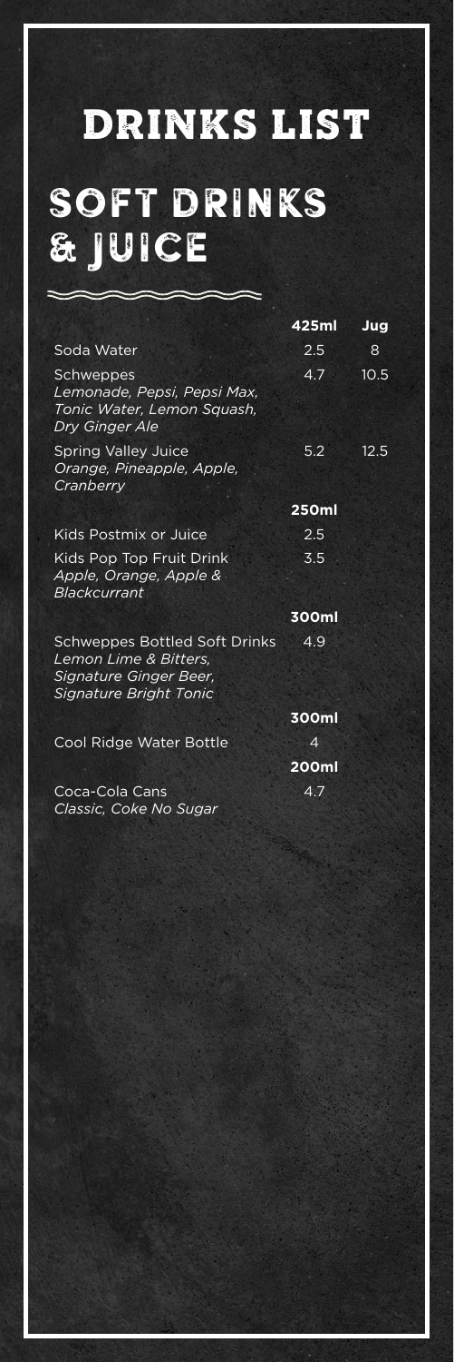# DRINKS LIST

## SOFT DRINKS & JUICE

| | 425ml | Jug |
|---|---|---|
| Soda Water | 2.5 | 8 |
| Schweppes<br>*Lemonade, Pepsi, Pepsi Max, Tonic Water, Lemon Squash, Dry Ginger Ale* | 4.7 | 10.5 |
| Spring Valley Juice<br>*Orange, Pineapple, Apple, Cranberry* | 5.2 | 12.5 |
| | **250ml** | |
| Kids Postmix or Juice | 2.5 | |
| Kids Pop Top Fruit Drink<br>*Apple, Orange, Apple & Blackcurrant* | 3.5 | |
| | **300ml** | |
| Schweppes Bottled Soft Drinks<br>*Lemon Lime & Bitters, Signature Ginger Beer, Signature Bright Tonic* | 4.9 | |
| | **300ml** | |
| Cool Ridge Water Bottle | 4 | |
| | **200ml** | |
| Coca-Cola Cans<br>*Classic, Coke No Sugar* | 4.7 | |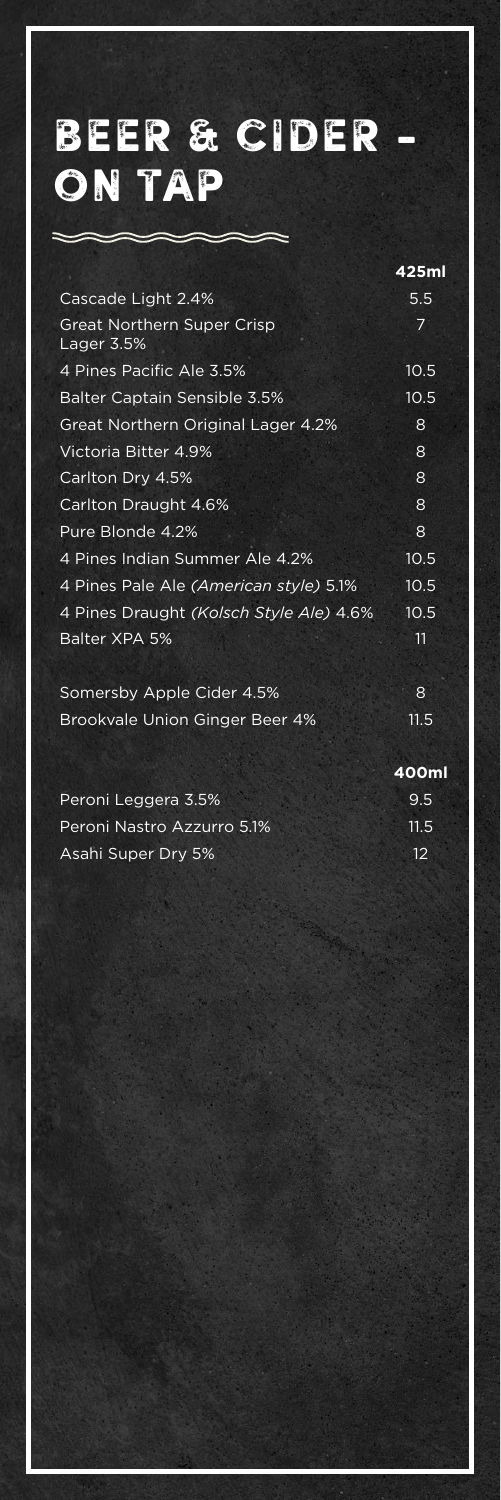# BEER & CIDER – ON TAP

| | 425ml |
|---|---|
| Cascade Light 2.4% | 5.5 |
| Great Northern Super Crisp Lager 3.5% | 7 |
| 4 Pines Pacific Ale 3.5% | 10.5 |
| Balter Captain Sensible 3.5% | 10.5 |
| Great Northern Original Lager 4.2% | 8 |
| Victoria Bitter 4.9% | 8 |
| Carlton Dry 4.5% | 8 |
| Carlton Draught 4.6% | 8 |
| Pure Blonde 4.2% | 8 |
| 4 Pines Indian Summer Ale 4.2% | 10.5 |
| 4 Pines Pale Ale *(American style)* 5.1% | 10.5 |
| 4 Pines Draught *(Kolsch Style Ale)* 4.6% | 10.5 |
| Balter XPA 5% | 11 |
| Somersby Apple Cider 4.5% | 8 |
| Brookvale Union Ginger Beer 4% | 11.5 |

| | 400ml |
|---|---|
| Peroni Leggera 3.5% | 9.5 |
| Peroni Nastro Azzurro 5.1% | 11.5 |
| Asahi Super Dry 5% | 12 |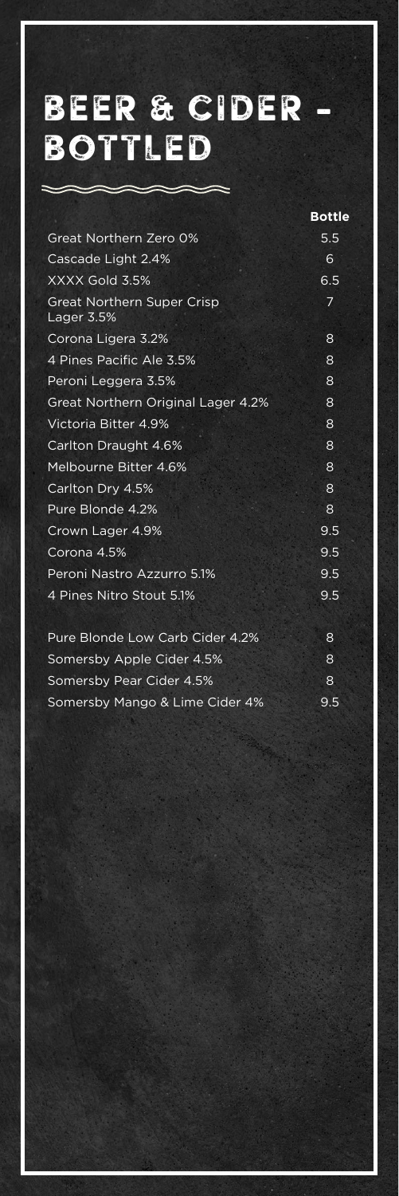# BEER & CIDER – BOTTLED

| | Bottle |
|---|---|
| Great Northern Zero 0% | 5.5 |
| Cascade Light 2.4% | 6 |
| XXXX Gold 3.5% | 6.5 |
| Great Northern Super Crisp Lager 3.5% | 7 |
| Corona Ligera 3.2% | 8 |
| 4 Pines Pacific Ale 3.5% | 8 |
| Peroni Leggera 3.5% | 8 |
| Great Northern Original Lager 4.2% | 8 |
| Victoria Bitter 4.9% | 8 |
| Carlton Draught 4.6% | 8 |
| Melbourne Bitter 4.6% | 8 |
| Carlton Dry 4.5% | 8 |
| Pure Blonde 4.2% | 8 |
| Crown Lager 4.9% | 9.5 |
| Corona 4.5% | 9.5 |
| Peroni Nastro Azzurro 5.1% | 9.5 |
| 4 Pines Nitro Stout 5.1% | 9.5 |
| Pure Blonde Low Carb Cider 4.2% | 8 |
| Somersby Apple Cider 4.5% | 8 |
| Somersby Pear Cider 4.5% | 8 |
| Somersby Mango & Lime Cider 4% | 9.5 |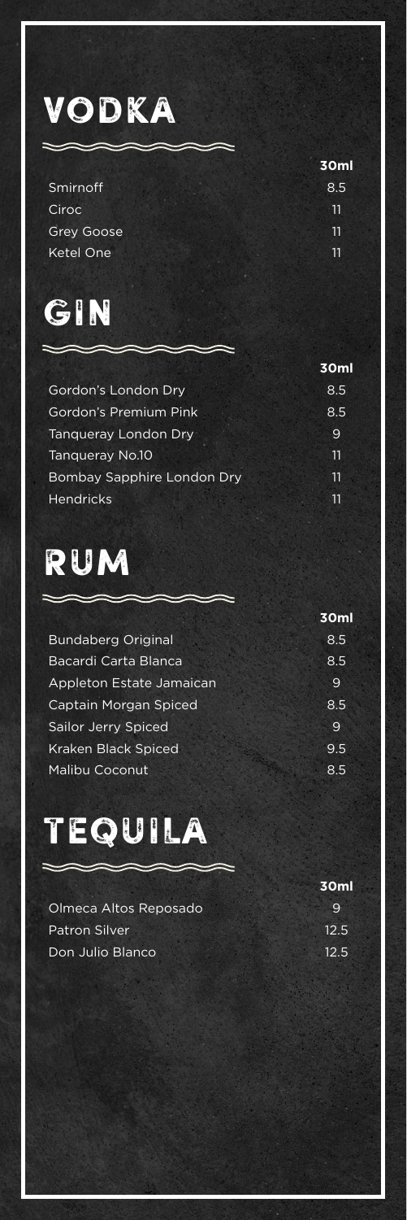# VODKA

| | 30ml |
|---|---|
| Smirnoff | 8.5 |
| Ciroc | 11 |
| Grey Goose | 11 |
| Ketel One | 11 |

# GIN

| | 30ml |
|---|---|
| Gordon's London Dry | 8.5 |
| Gordon's Premium Pink | 8.5 |
| Tanqueray London Dry | 9 |
| Tanqueray No.10 | 11 |
| Bombay Sapphire London Dry | 11 |
| Hendricks | 11 |

# RUM

| | 30ml |
|---|---|
| Bundaberg Original | 8.5 |
| Bacardi Carta Blanca | 8.5 |
| Appleton Estate Jamaican | 9 |
| Captain Morgan Spiced | 8.5 |
| Sailor Jerry Spiced | 9 |
| Kraken Black Spiced | 9.5 |
| Malibu Coconut | 8.5 |

# TEQUILA

| | 30ml |
|---|---|
| Olmeca Altos Reposado | 9 |
| Patron Silver | 12.5 |
| Don Julio Blanco | 12.5 |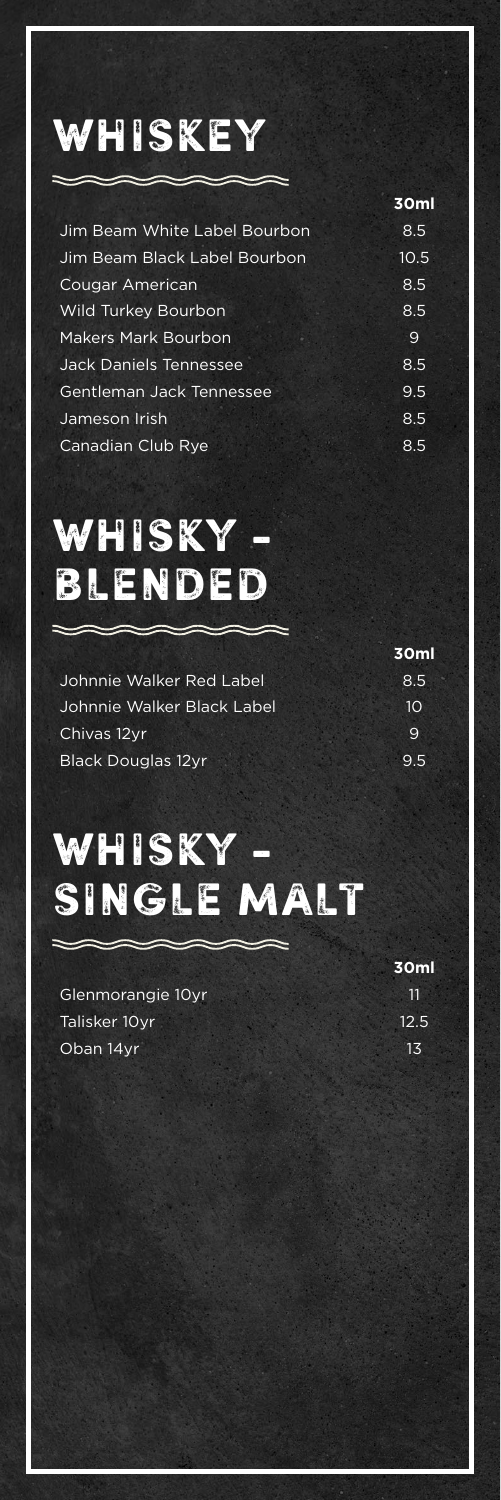# WHISKEY

| | 30ml |
|---|---|
| Jim Beam White Label Bourbon | 8.5 |
| Jim Beam Black Label Bourbon | 10.5 |
| Cougar American | 8.5 |
| Wild Turkey Bourbon | 8.5 |
| Makers Mark Bourbon | 9 |
| Jack Daniels Tennessee | 8.5 |
| Gentleman Jack Tennessee | 9.5 |
| Jameson Irish | 8.5 |
| Canadian Club Rye | 8.5 |

# WHISKY - BLENDED

| | 30ml |
|---|---|
| Johnnie Walker Red Label | 8.5 |
| Johnnie Walker Black Label | 10 |
| Chivas 12yr | 9 |
| Black Douglas 12yr | 9.5 |

# WHISKY - SINGLE MALT

| | 30ml |
|---|---|
| Glenmorangie 10yr | 11 |
| Talisker 10yr | 12.5 |
| Oban 14yr | 13 |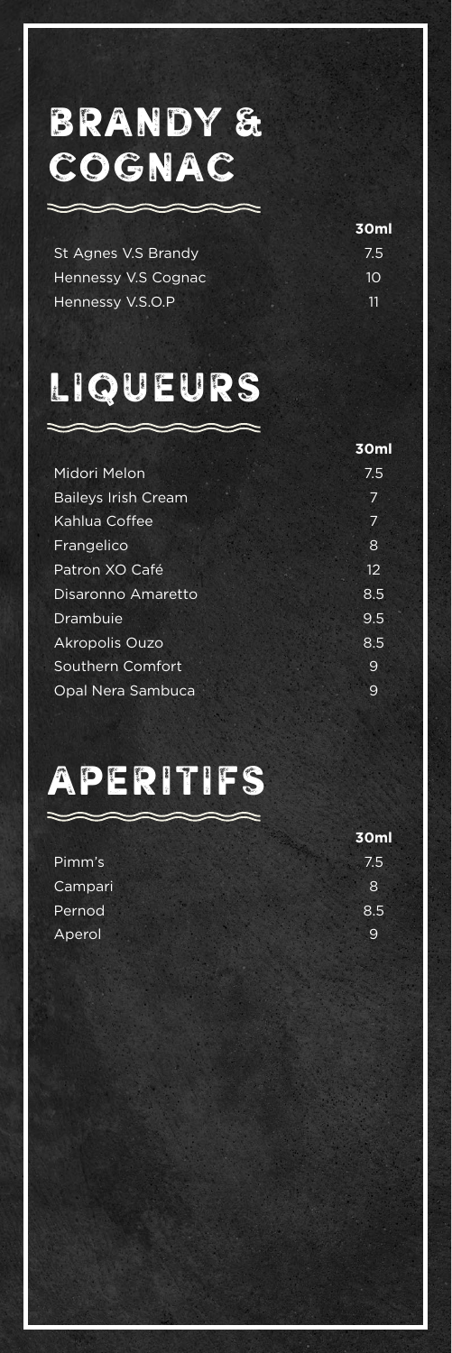# BRANDY & COGNAC

| | 30ml |
|---|---|
| St Agnes V.S Brandy | 7.5 |
| Hennessy V.S Cognac | 10 |
| Hennessy V.S.O.P | 11 |

# LIQUEURS

| | 30ml |
|---|---|
| Midori Melon | 7.5 |
| Baileys Irish Cream | 7 |
| Kahlua Coffee | 7 |
| Frangelico | 8 |
| Patron XO Café | 12 |
| Disaronno Amaretto | 8.5 |
| Drambuie | 9.5 |
| Akropolis Ouzo | 8.5 |
| Southern Comfort | 9 |
| Opal Nera Sambuca | 9 |

# APERITIFS

| | 30ml |
|---|---|
| Pimm's | 7.5 |
| Campari | 8 |
| Pernod | 8.5 |
| Aperol | 9 |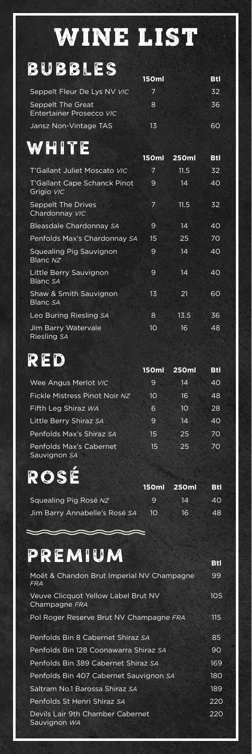# WINE LIST

## BUBBLES

| | 150ml | Btl |
|---|---|---|
| Seppelt Fleur De Lys NV *VIC* | 7 | 32 |
| Seppelt The Great Entertainer Prosecco *VIC* | 8 | 36 |
| Jansz Non-Vintage TAS | 13 | 60 |

## WHITE

| | 150ml | 250ml | Btl |
|---|---|---|---|
| T'Gallant Juliet Moscato *VIC* | 7 | 11.5 | 32 |
| T'Gallant Cape Schanck Pinot Grigio *VIC* | 9 | 14 | 40 |
| Seppelt The Drives Chardonnay *VIC* | 7 | 11.5 | 32 |
| Bleasdale Chardonnay *SA* | 9 | 14 | 40 |
| Penfolds Max's Chardonnay *SA* | 15 | 25 | 70 |
| Squealing Pig Sauvignon Blanc *NZ* | 9 | 14 | 40 |
| Little Berry Sauvignon Blanc *SA* | 9 | 14 | 40 |
| Shaw & Smith Sauvignon Blanc *SA* | 13 | 21 | 60 |
| Leo Buring Riesling *SA* | 8 | 13.5 | 36 |
| Jim Barry Watervale Riesling *SA* | 10 | 16 | 48 |

## RED

| | 150ml | 250ml | Btl |
|---|---|---|---|
| Wee Angus Merlot *VIC* | 9 | 14 | 40 |
| Fickle Mistress Pinot Noir *NZ* | 10 | 16 | 48 |
| Fifth Leg Shiraz *WA* | 6 | 10 | 28 |
| Little Berry Shiraz *SA* | 9 | 14 | 40 |
| Penfolds Max's Shiraz *SA* | 15 | 25 | 70 |
| Penfolds Max's Cabernet Sauvignon *SA* | 15 | 25 | 70 |

## ROSÉ

| | 150ml | 250ml | Btl |
|---|---|---|---|
| Squealing Pig Rosé *NZ* | 9 | 14 | 40 |
| Jim Barry Annabelle's Rosé *SA* | 10 | 16 | 48 |

## PREMIUM

| | Btl |
|---|---|
| Moët & Chandon Brut Imperial NV Champagne *FRA* | 99 |
| Veuve Clicquot Yellow Label Brut NV Champagne *FRA* | 105 |
| Pol Roger Reserve Brut NV Champagne *FRA* | 115 |
| Penfolds Bin 8 Cabernet Shiraz *SA* | 85 |
| Penfolds Bin 128 Coonawarra Shiraz *SA* | 90 |
| Penfolds Bin 389 Cabernet Shiraz *SA* | 169 |
| Penfolds Bin 407 Cabernet Sauvignon *SA* | 180 |
| Saltram No.1 Barossa Shiraz *SA* | 189 |
| Penfolds St Henri Shiraz *SA* | 220 |
| Devils Lair 9th Chamber Cabernet Sauvignon *WA* | 220 |